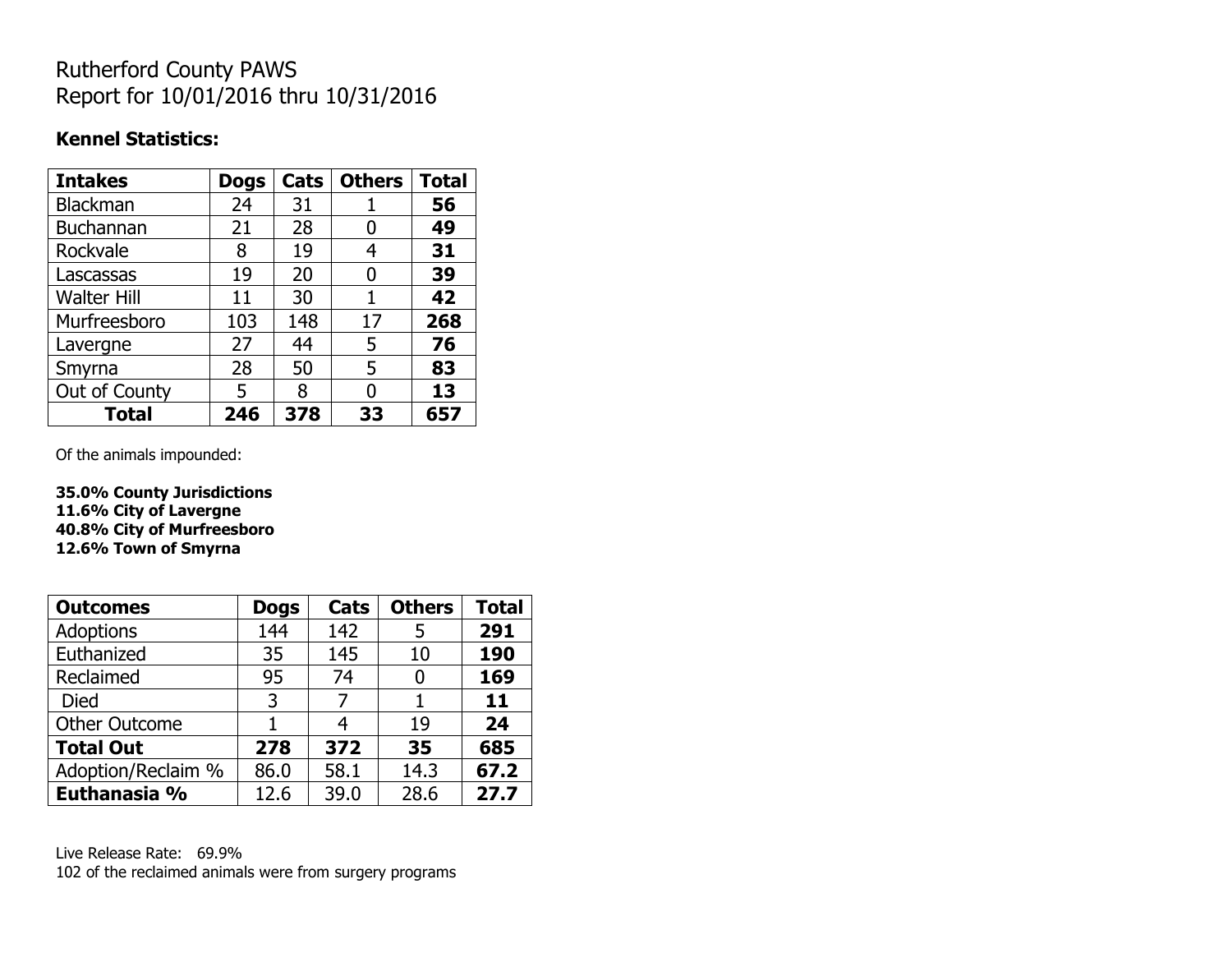# Rutherford County PAWS
# Report for 10/01/2016 thru 10/31/2016

**Kennel Statistics:**

| Intakes | Dogs | Cats | Others | Total |
|---|---|---|---|---|
| Blackman | 24 | 31 | 1 | **56** |
| Buchannan | 21 | 28 | 0 | **49** |
| Rockvale | 8 | 19 | 4 | **31** |
| Lascassas | 19 | 20 | 0 | **39** |
| Walter Hill | 11 | 30 | 1 | **42** |
| Murfreesboro | 103 | 148 | 17 | **268** |
| Lavergne | 27 | 44 | 5 | **76** |
| Smyrna | 28 | 50 | 5 | **83** |
| Out of County | 5 | 8 | 0 | **13** |
| **Total** | **246** | **378** | **33** | **657** |

Of the animals impounded:

**35.0% County Jurisdictions**
**11.6% City of Lavergne**
**40.8% City of Murfreesboro**
**12.6% Town of Smyrna**

| Outcomes | Dogs | Cats | Others | Total |
|---|---|---|---|---|
| Adoptions | 144 | 142 | 5 | **291** |
| Euthanized | 35 | 145 | 10 | **190** |
| Reclaimed | 95 | 74 | 0 | **169** |
| Died | 3 | 7 | 1 | **11** |
| Other Outcome | 1 | 4 | 19 | **24** |
| **Total Out** | **278** | **372** | **35** | **685** |
| Adoption/Reclaim % | 86.0 | 58.1 | 14.3 | **67.2** |
| **Euthanasia %** | 12.6 | 39.0 | 28.6 | **27.7** |

Live Release Rate: 69.9%
102 of the reclaimed animals were from surgery programs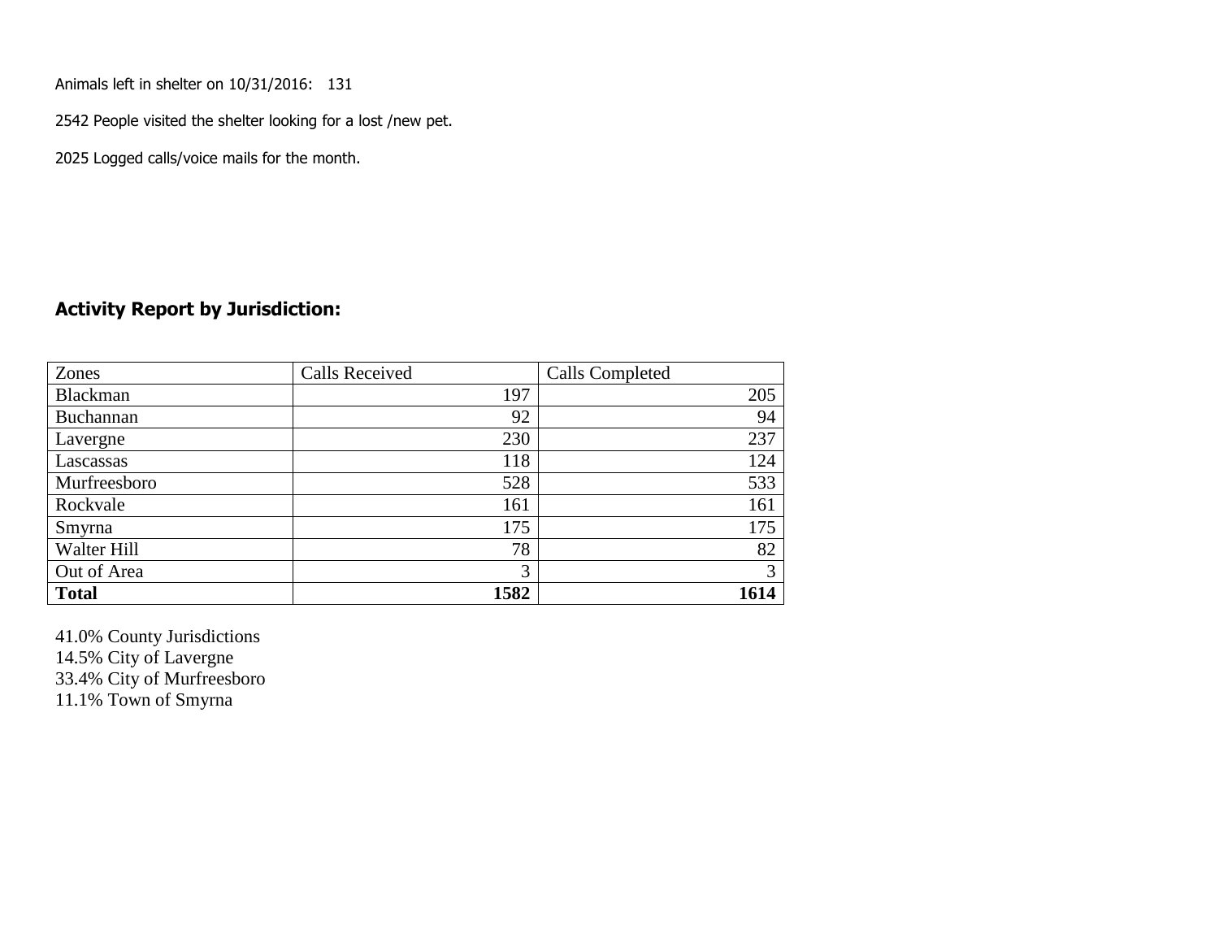Animals left in shelter on 10/31/2016: 131

2542 People visited the shelter looking for a lost /new pet.

2025 Logged calls/voice mails for the month.

## Activity Report by Jurisdiction:

| Zones | Calls Received | Calls Completed |
|---|---|---|
| Blackman | 197 | 205 |
| Buchannan | 92 | 94 |
| Lavergne | 230 | 237 |
| Lascassas | 118 | 124 |
| Murfreesboro | 528 | 533 |
| Rockvale | 161 | 161 |
| Smyrna | 175 | 175 |
| Walter Hill | 78 | 82 |
| Out of Area | 3 | 3 |
| **Total** | **1582** | **1614** |

41.0% County Jurisdictions
14.5% City of Lavergne
33.4% City of Murfreesboro
11.1% Town of Smyrna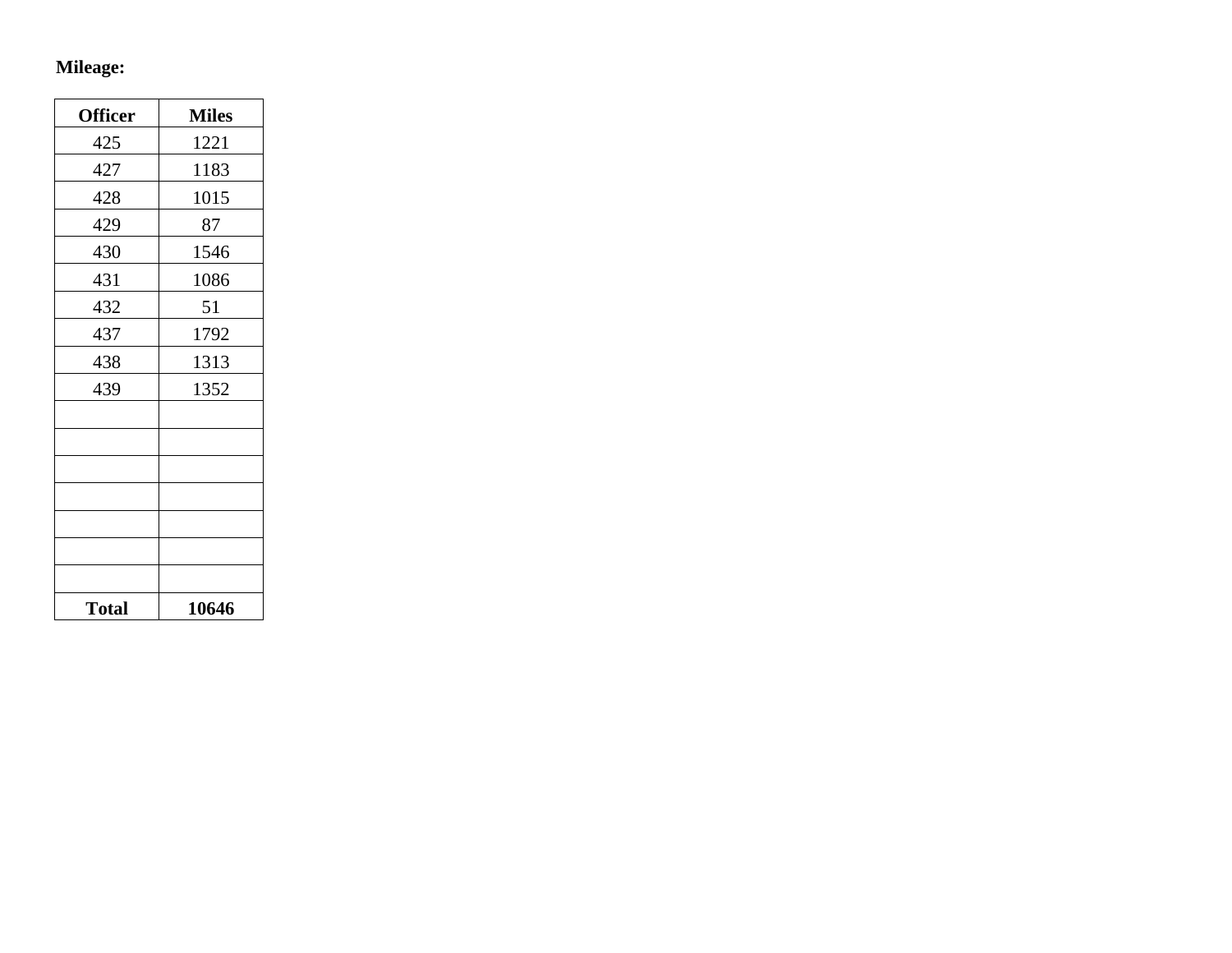**Mileage:**

| Officer | Miles |
|---|---|
| 425 | 1221 |
| 427 | 1183 |
| 428 | 1015 |
| 429 | 87 |
| 430 | 1546 |
| 431 | 1086 |
| 432 | 51 |
| 437 | 1792 |
| 438 | 1313 |
| 439 | 1352 |
| | |
| | |
| | |
| | |
| | |
| | |
| | |
| **Total** | **10646** |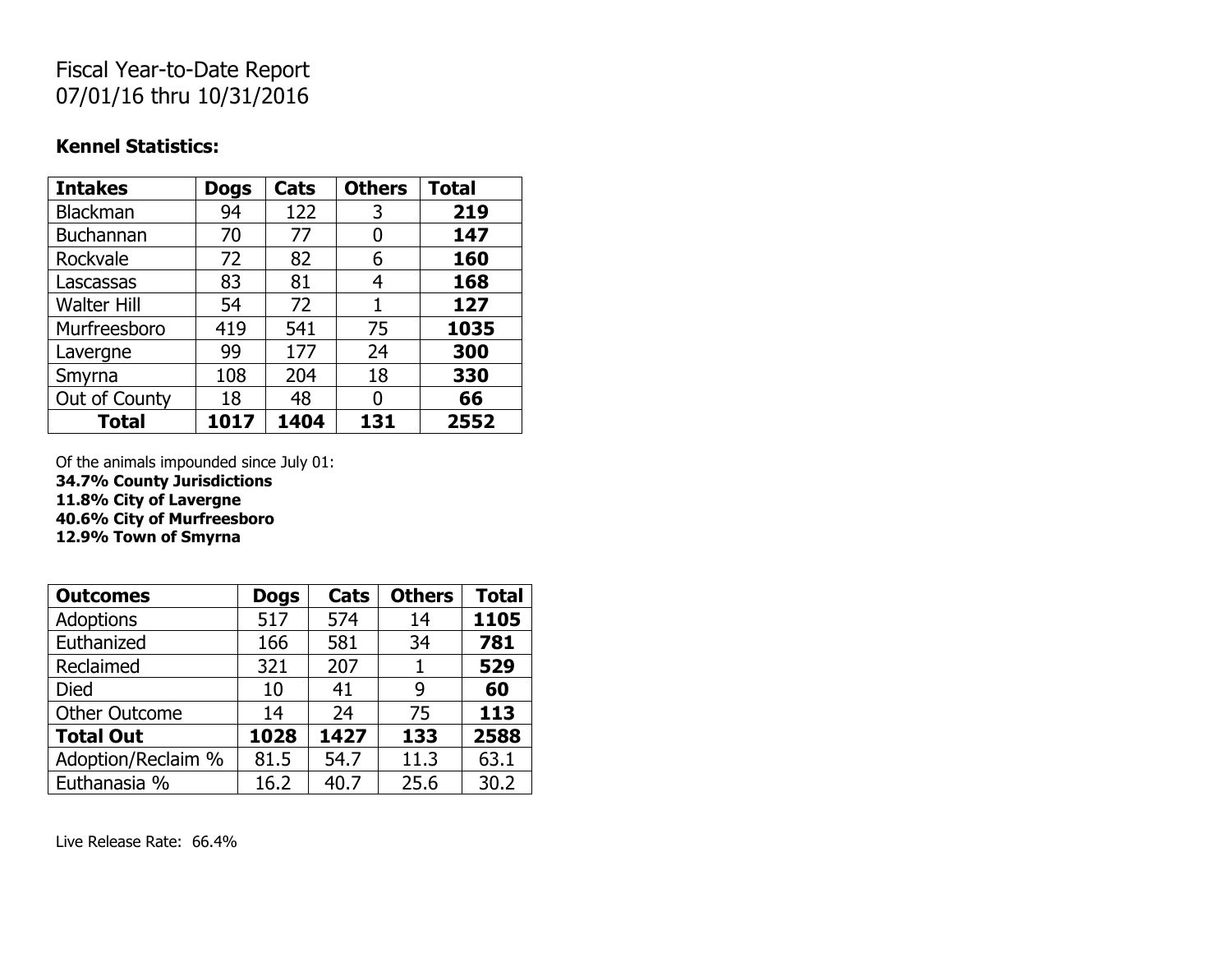Fiscal Year-to-Date Report
07/01/16 thru 10/31/2016

**Kennel Statistics:**

| Intakes | Dogs | Cats | Others | Total |
|---|---|---|---|---|
| Blackman | 94 | 122 | 3 | **219** |
| Buchannan | 70 | 77 | 0 | **147** |
| Rockvale | 72 | 82 | 6 | **160** |
| Lascassas | 83 | 81 | 4 | **168** |
| Walter Hill | 54 | 72 | 1 | **127** |
| Murfreesboro | 419 | 541 | 75 | **1035** |
| Lavergne | 99 | 177 | 24 | **300** |
| Smyrna | 108 | 204 | 18 | **330** |
| Out of County | 18 | 48 | 0 | **66** |
| **Total** | **1017** | **1404** | **131** | **2552** |

Of the animals impounded since July 01:
**34.7% County Jurisdictions**
**11.8% City of Lavergne**
**40.6% City of Murfreesboro**
**12.9% Town of Smyrna**

| Outcomes | Dogs | Cats | Others | Total |
|---|---|---|---|---|
| Adoptions | 517 | 574 | 14 | **1105** |
| Euthanized | 166 | 581 | 34 | **781** |
| Reclaimed | 321 | 207 | 1 | **529** |
| Died | 10 | 41 | 9 | **60** |
| Other Outcome | 14 | 24 | 75 | **113** |
| **Total Out** | **1028** | **1427** | **133** | **2588** |
| Adoption/Reclaim % | 81.5 | 54.7 | 11.3 | 63.1 |
| Euthanasia % | 16.2 | 40.7 | 25.6 | 30.2 |

Live Release Rate: 66.4%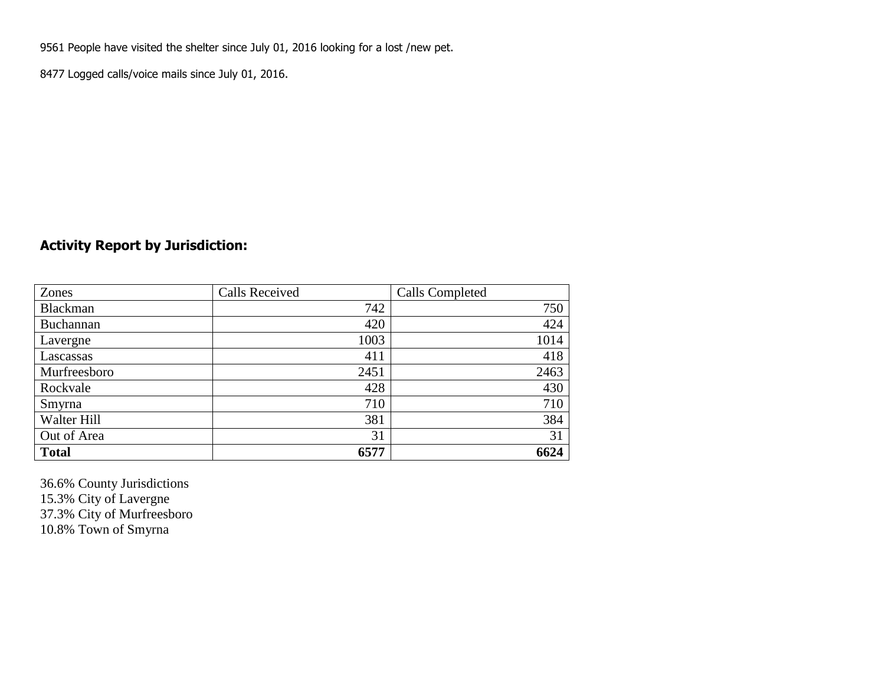9561 People have visited the shelter since July 01, 2016 looking for a lost /new pet.

8477 Logged calls/voice mails since July 01, 2016.

## Activity Report by Jurisdiction:

| Zones | Calls Received | Calls Completed |
|---|---|---|
| Blackman | 742 | 750 |
| Buchannan | 420 | 424 |
| Lavergne | 1003 | 1014 |
| Lascassas | 411 | 418 |
| Murfreesboro | 2451 | 2463 |
| Rockvale | 428 | 430 |
| Smyrna | 710 | 710 |
| Walter Hill | 381 | 384 |
| Out of Area | 31 | 31 |
| **Total** | **6577** | **6624** |

36.6% County Jurisdictions
15.3% City of Lavergne
37.3% City of Murfreesboro
10.8% Town of Smyrna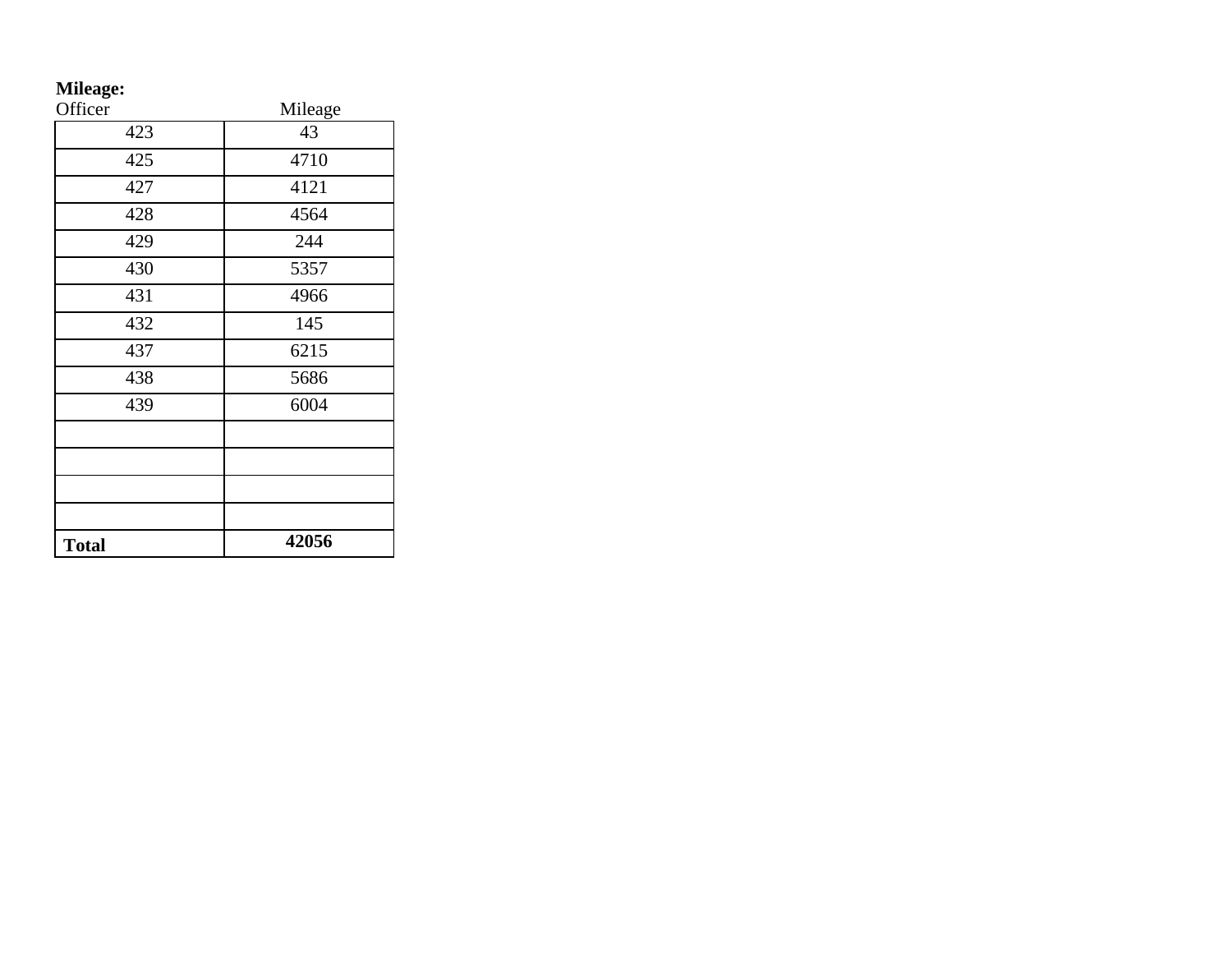**Mileage:**

| Officer | Mileage |
|---|---|
| 423 | 43 |
| 425 | 4710 |
| 427 | 4121 |
| 428 | 4564 |
| 429 | 244 |
| 430 | 5357 |
| 431 | 4966 |
| 432 | 145 |
| 437 | 6215 |
| 438 | 5686 |
| 439 | 6004 |
| | |
| | |
| | |
| | |
| **Total** | **42056** |